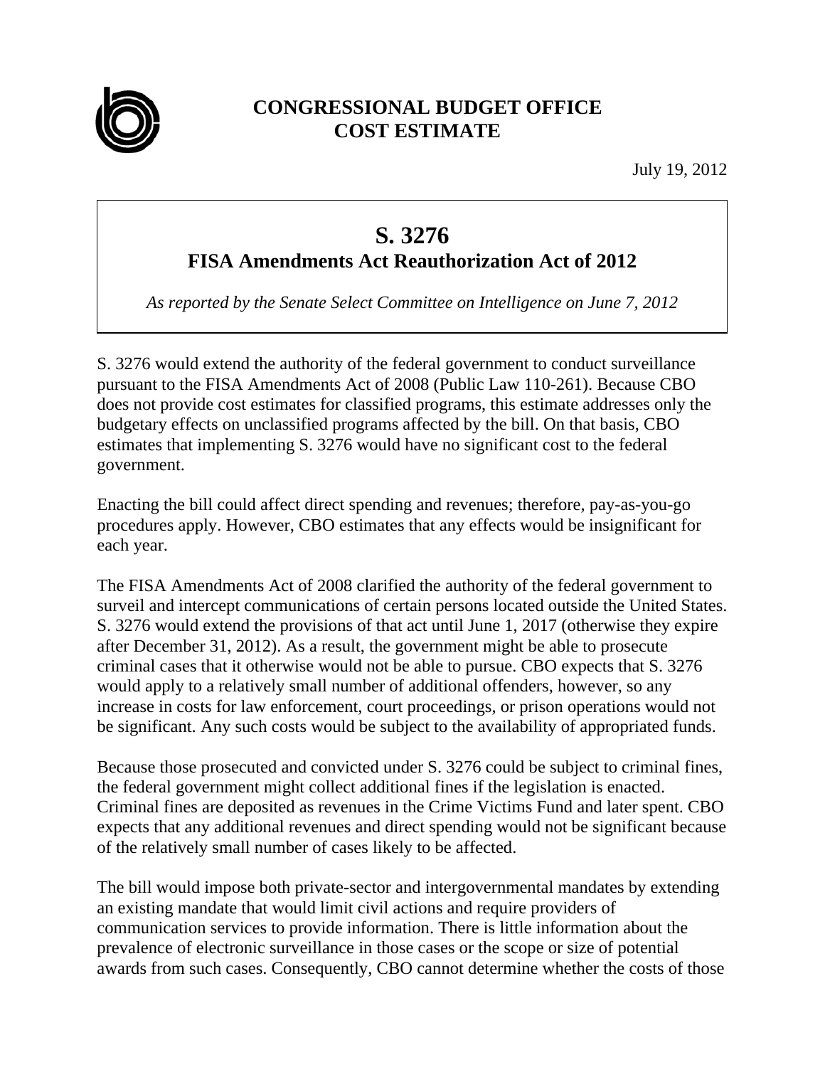# CONGRESSIONAL BUDGET OFFICE
# COST ESTIMATE

July 19, 2012

## S. 3276
## FISA Amendments Act Reauthorization Act of 2012

*As reported by the Senate Select Committee on Intelligence on June 7, 2012*

S. 3276 would extend the authority of the federal government to conduct surveillance pursuant to the FISA Amendments Act of 2008 (Public Law 110-261). Because CBO does not provide cost estimates for classified programs, this estimate addresses only the budgetary effects on unclassified programs affected by the bill. On that basis, CBO estimates that implementing S. 3276 would have no significant cost to the federal government.

Enacting the bill could affect direct spending and revenues; therefore, pay-as-you-go procedures apply. However, CBO estimates that any effects would be insignificant for each year.

The FISA Amendments Act of 2008 clarified the authority of the federal government to surveil and intercept communications of certain persons located outside the United States. S. 3276 would extend the provisions of that act until June 1, 2017 (otherwise they expire after December 31, 2012). As a result, the government might be able to prosecute criminal cases that it otherwise would not be able to pursue. CBO expects that S. 3276 would apply to a relatively small number of additional offenders, however, so any increase in costs for law enforcement, court proceedings, or prison operations would not be significant. Any such costs would be subject to the availability of appropriated funds.

Because those prosecuted and convicted under S. 3276 could be subject to criminal fines, the federal government might collect additional fines if the legislation is enacted. Criminal fines are deposited as revenues in the Crime Victims Fund and later spent. CBO expects that any additional revenues and direct spending would not be significant because of the relatively small number of cases likely to be affected.

The bill would impose both private-sector and intergovernmental mandates by extending an existing mandate that would limit civil actions and require providers of communication services to provide information. There is little information about the prevalence of electronic surveillance in those cases or the scope or size of potential awards from such cases. Consequently, CBO cannot determine whether the costs of those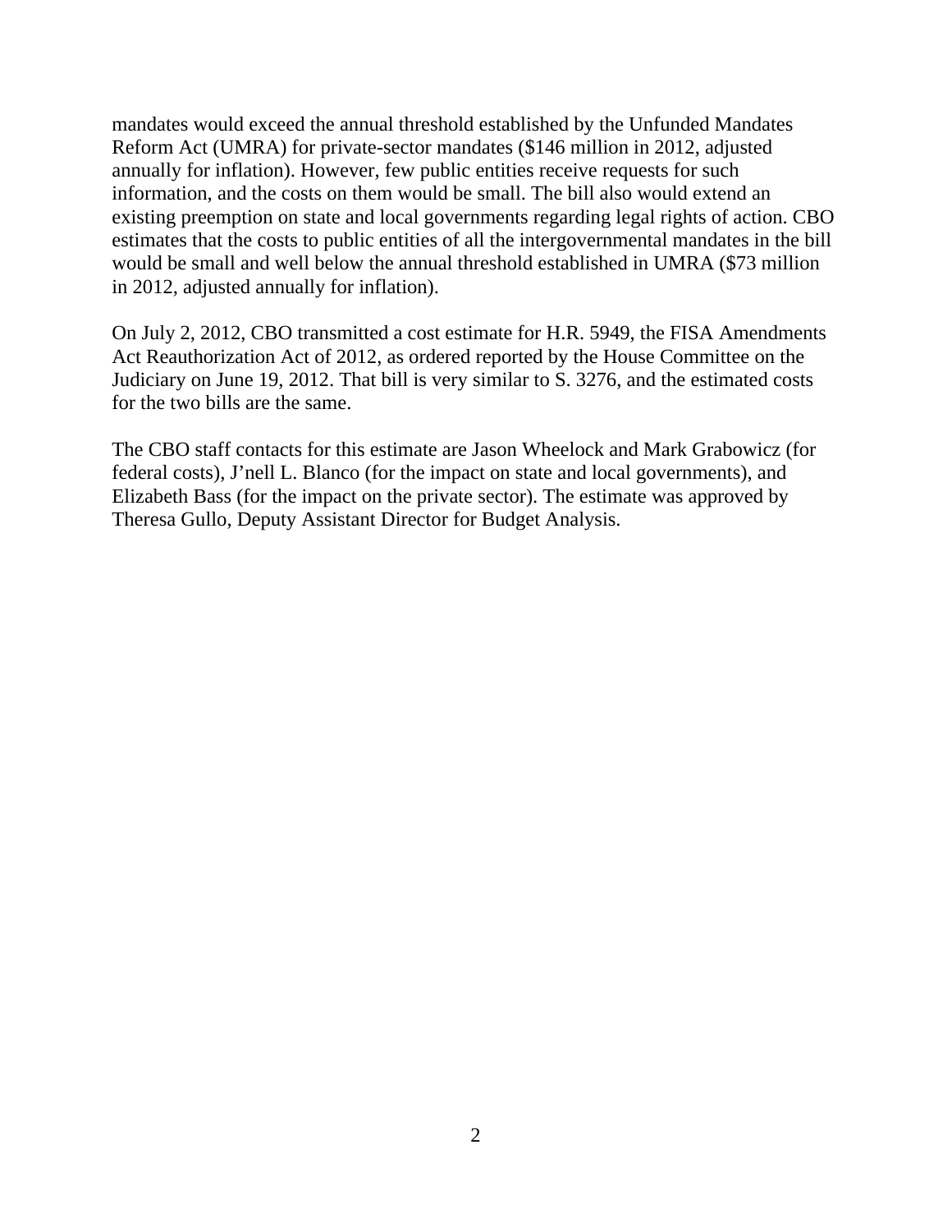mandates would exceed the annual threshold established by the Unfunded Mandates Reform Act (UMRA) for private-sector mandates ($146 million in 2012, adjusted annually for inflation). However, few public entities receive requests for such information, and the costs on them would be small. The bill also would extend an existing preemption on state and local governments regarding legal rights of action. CBO estimates that the costs to public entities of all the intergovernmental mandates in the bill would be small and well below the annual threshold established in UMRA ($73 million in 2012, adjusted annually for inflation).

On July 2, 2012, CBO transmitted a cost estimate for H.R. 5949, the FISA Amendments Act Reauthorization Act of 2012, as ordered reported by the House Committee on the Judiciary on June 19, 2012. That bill is very similar to S. 3276, and the estimated costs for the two bills are the same.

The CBO staff contacts for this estimate are Jason Wheelock and Mark Grabowicz (for federal costs), J'nell L. Blanco (for the impact on state and local governments), and Elizabeth Bass (for the impact on the private sector). The estimate was approved by Theresa Gullo, Deputy Assistant Director for Budget Analysis.